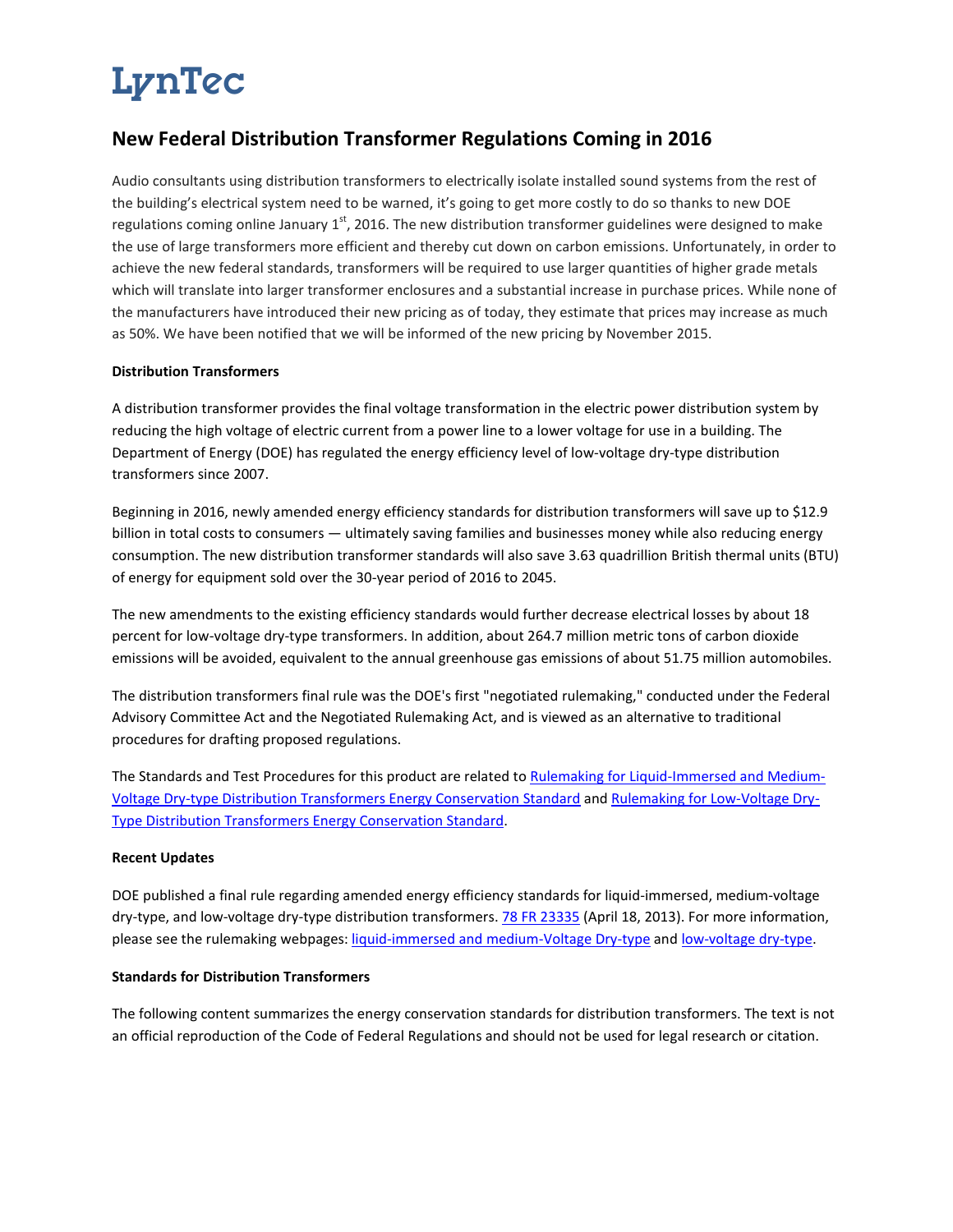# LynTec

## New Federal Distribution Transformer Regulations Coming in 2016

Audio consultants using distribution transformers to electrically isolate installed sound systems from the rest of the building's electrical system need to be warned, it's going to get more costly to do so thanks to new DOE regulations coming online January 1st, 2016. The new distribution transformer guidelines were designed to make the use of large transformers more efficient and thereby cut down on carbon emissions. Unfortunately, in order to achieve the new federal standards, transformers will be required to use larger quantities of higher grade metals which will translate into larger transformer enclosures and a substantial increase in purchase prices. While none of the manufacturers have introduced their new pricing as of today, they estimate that prices may increase as much as 50%. We have been notified that we will be informed of the new pricing by November 2015.

**Distribution Transformers**

A distribution transformer provides the final voltage transformation in the electric power distribution system by reducing the high voltage of electric current from a power line to a lower voltage for use in a building. The Department of Energy (DOE) has regulated the energy efficiency level of low-voltage dry-type distribution transformers since 2007.

Beginning in 2016, newly amended energy efficiency standards for distribution transformers will save up to $12.9 billion in total costs to consumers — ultimately saving families and businesses money while also reducing energy consumption. The new distribution transformer standards will also save 3.63 quadrillion British thermal units (BTU) of energy for equipment sold over the 30-year period of 2016 to 2045.

The new amendments to the existing efficiency standards would further decrease electrical losses by about 18 percent for low-voltage dry-type transformers. In addition, about 264.7 million metric tons of carbon dioxide emissions will be avoided, equivalent to the annual greenhouse gas emissions of about 51.75 million automobiles.

The distribution transformers final rule was the DOE's first "negotiated rulemaking," conducted under the Federal Advisory Committee Act and the Negotiated Rulemaking Act, and is viewed as an alternative to traditional procedures for drafting proposed regulations.

The Standards and Test Procedures for this product are related to Rulemaking for Liquid-Immersed and Medium-Voltage Dry-type Distribution Transformers Energy Conservation Standard and Rulemaking for Low-Voltage Dry-Type Distribution Transformers Energy Conservation Standard.

**Recent Updates**

DOE published a final rule regarding amended energy efficiency standards for liquid-immersed, medium-voltage dry-type, and low-voltage dry-type distribution transformers. 78 FR 23335 (April 18, 2013). For more information, please see the rulemaking webpages: liquid-immersed and medium-Voltage Dry-type and low-voltage dry-type.

**Standards for Distribution Transformers**

The following content summarizes the energy conservation standards for distribution transformers. The text is not an official reproduction of the Code of Federal Regulations and should not be used for legal research or citation.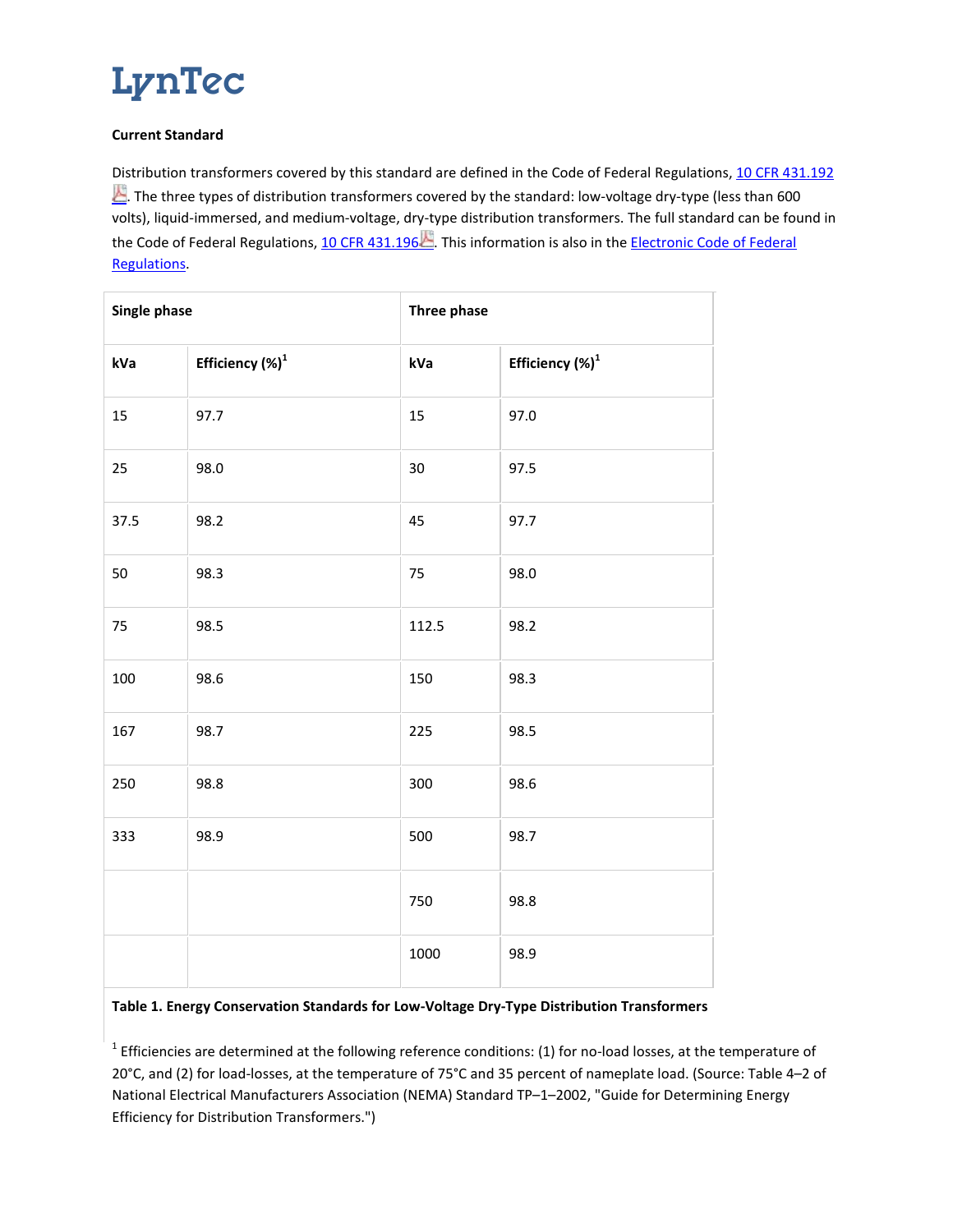# LynTec

**Current Standard**

Distribution transformers covered by this standard are defined in the Code of Federal Regulations, 10 CFR 431.192. The three types of distribution transformers covered by the standard: low-voltage dry-type (less than 600 volts), liquid-immersed, and medium-voltage, dry-type distribution transformers. The full standard can be found in the Code of Federal Regulations, 10 CFR 431.196. This information is also in the Electronic Code of Federal Regulations.

| Single phase | | Three phase | |
|---|---|---|---|
| kVa | Efficiency (%)[1] | kVa | Efficiency (%)[1] |
| 15 | 97.7 | 15 | 97.0 |
| 25 | 98.0 | 30 | 97.5 |
| 37.5 | 98.2 | 45 | 97.7 |
| 50 | 98.3 | 75 | 98.0 |
| 75 | 98.5 | 112.5 | 98.2 |
| 100 | 98.6 | 150 | 98.3 |
| 167 | 98.7 | 225 | 98.5 |
| 250 | 98.8 | 300 | 98.6 |
| 333 | 98.9 | 500 | 98.7 |
| | | 750 | 98.8 |
| | | 1000 | 98.9 |

**Table 1. Energy Conservation Standards for Low-Voltage Dry-Type Distribution Transformers**

[1] Efficiencies are determined at the following reference conditions: (1) for no-load losses, at the temperature of 20°C, and (2) for load-losses, at the temperature of 75°C and 35 percent of nameplate load. (Source: Table 4–2 of National Electrical Manufacturers Association (NEMA) Standard TP–1–2002, "Guide for Determining Energy Efficiency for Distribution Transformers.")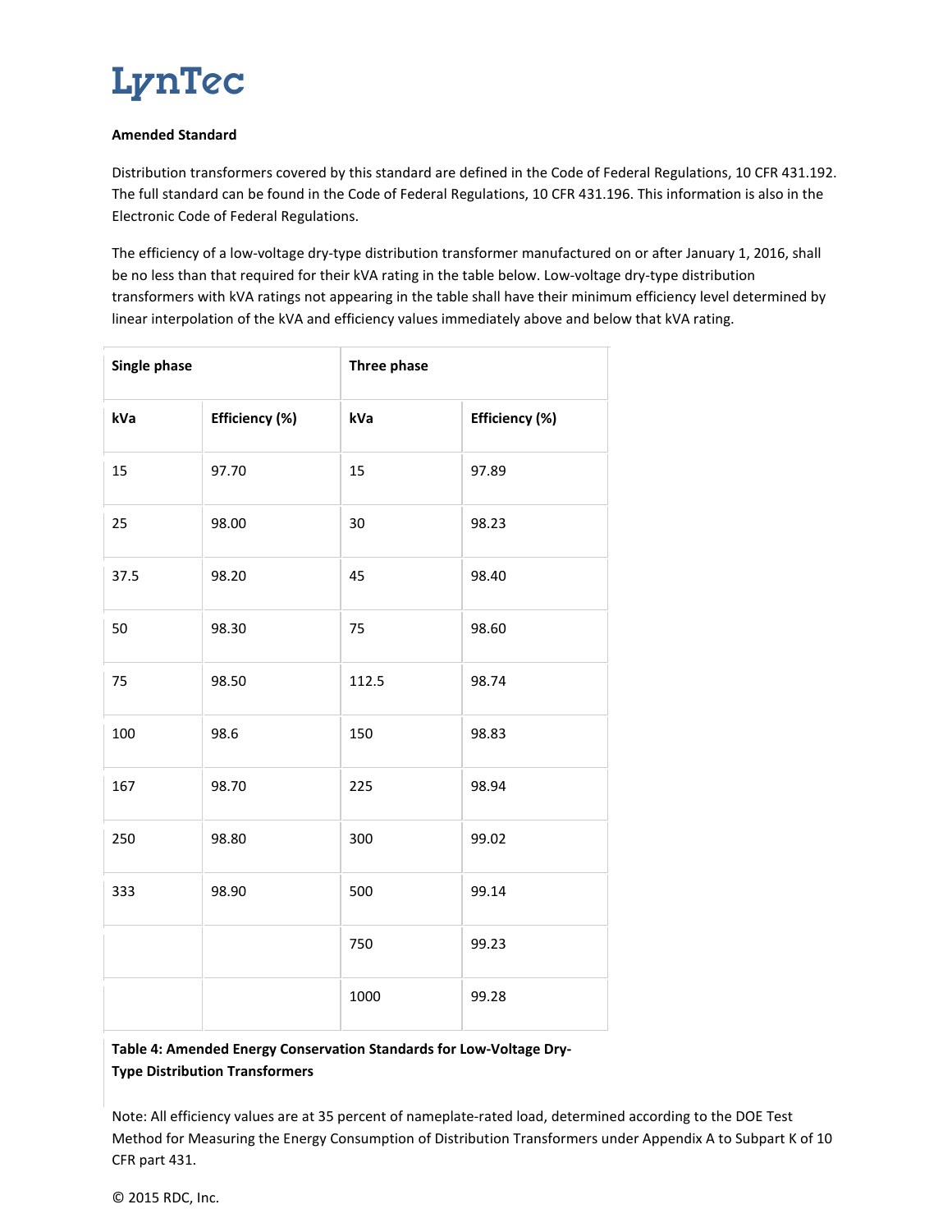**LynTec**

**Amended Standard**

Distribution transformers covered by this standard are defined in the Code of Federal Regulations, 10 CFR 431.192. The full standard can be found in the Code of Federal Regulations, 10 CFR 431.196. This information is also in the Electronic Code of Federal Regulations.

The efficiency of a low-voltage dry-type distribution transformer manufactured on or after January 1, 2016, shall be no less than that required for their kVA rating in the table below. Low-voltage dry-type distribution transformers with kVA ratings not appearing in the table shall have their minimum efficiency level determined by linear interpolation of the kVA and efficiency values immediately above and below that kVA rating.

| Single phase | | Three phase | |
|---|---|---|---|
| **kVa** | **Efficiency (%)** | **kVa** | **Efficiency (%)** |
| 15 | 97.70 | 15 | 97.89 |
| 25 | 98.00 | 30 | 98.23 |
| 37.5 | 98.20 | 45 | 98.40 |
| 50 | 98.30 | 75 | 98.60 |
| 75 | 98.50 | 112.5 | 98.74 |
| 100 | 98.6 | 150 | 98.83 |
| 167 | 98.70 | 225 | 98.94 |
| 250 | 98.80 | 300 | 99.02 |
| 333 | 98.90 | 500 | 99.14 |
| | | 750 | 99.23 |
| | | 1000 | 99.28 |

**Table 4: Amended Energy Conservation Standards for Low-Voltage Dry-Type Distribution Transformers**

Note: All efficiency values are at 35 percent of nameplate-rated load, determined according to the DOE Test Method for Measuring the Energy Consumption of Distribution Transformers under Appendix A to Subpart K of 10 CFR part 431.

© 2015 RDC, Inc.